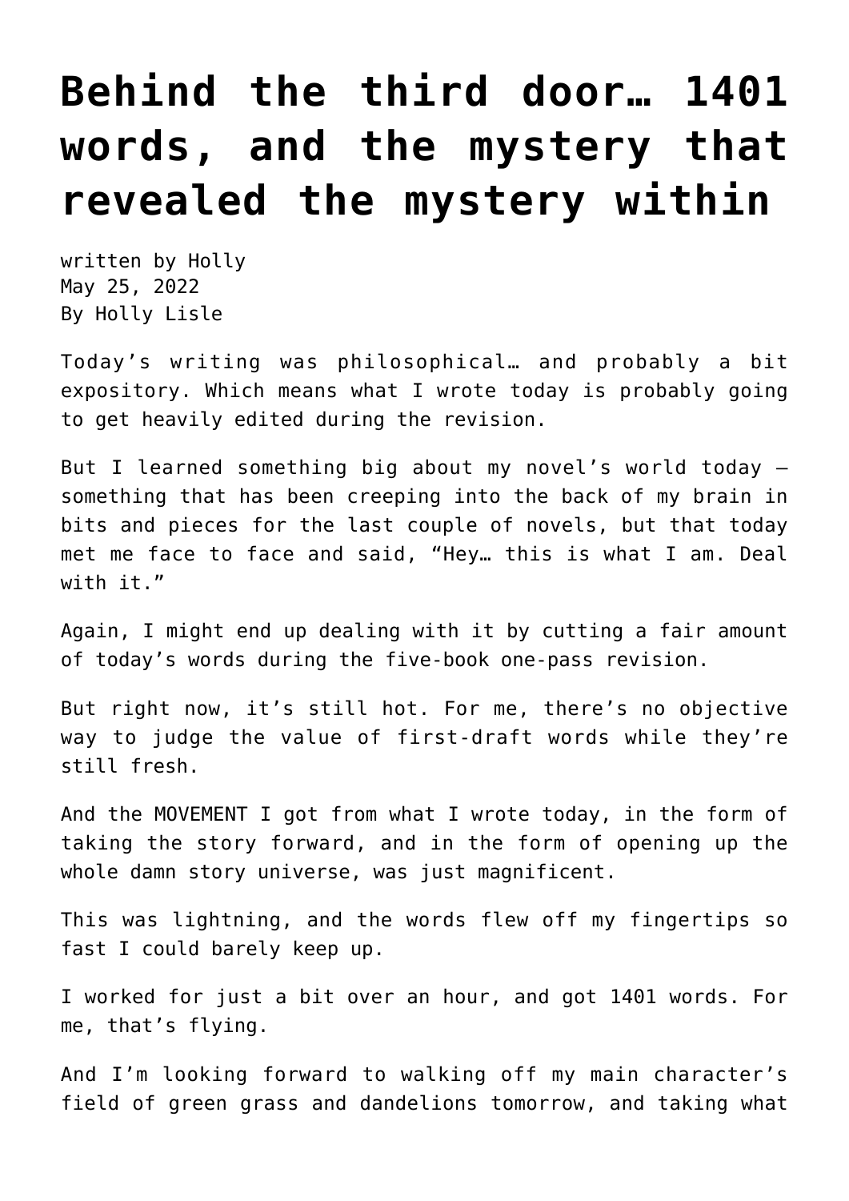# Behind the third door… 1401 words, and the mystery that revealed the mystery within

written by Holly
May 25, 2022
By Holly Lisle

Today's writing was philosophical… and probably a bit expository. Which means what I wrote today is probably going to get heavily edited during the revision.

But I learned something big about my novel's world today — something that has been creeping into the back of my brain in bits and pieces for the last couple of novels, but that today met me face to face and said, "Hey… this is what I am. Deal with it."

Again, I might end up dealing with it by cutting a fair amount of today's words during the five-book one-pass revision.

But right now, it's still hot. For me, there's no objective way to judge the value of first-draft words while they're still fresh.

And the MOVEMENT I got from what I wrote today, in the form of taking the story forward, and in the form of opening up the whole damn story universe, was just magnificent.

This was lightning, and the words flew off my fingertips so fast I could barely keep up.

I worked for just a bit over an hour, and got 1401 words. For me, that's flying.

And I'm looking forward to walking off my main character's field of green grass and dandelions tomorrow, and taking what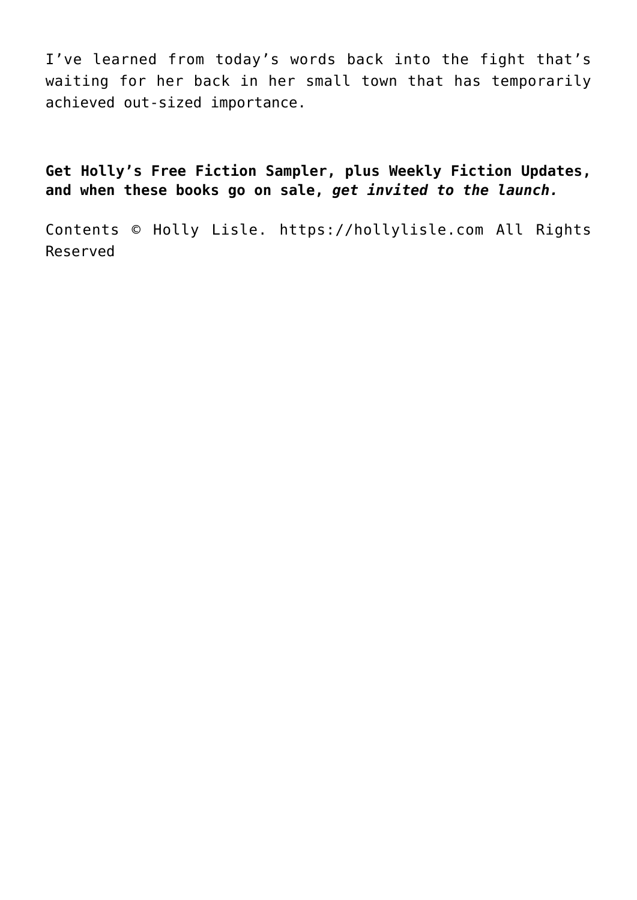I've learned from today's words back into the fight that's waiting for her back in her small town that has temporarily achieved out-sized importance.

**Get Holly's Free Fiction Sampler, plus Weekly Fiction Updates, and when these books go on sale, *get invited to the launch.***

Contents © Holly Lisle. https://hollylisle.com All Rights Reserved